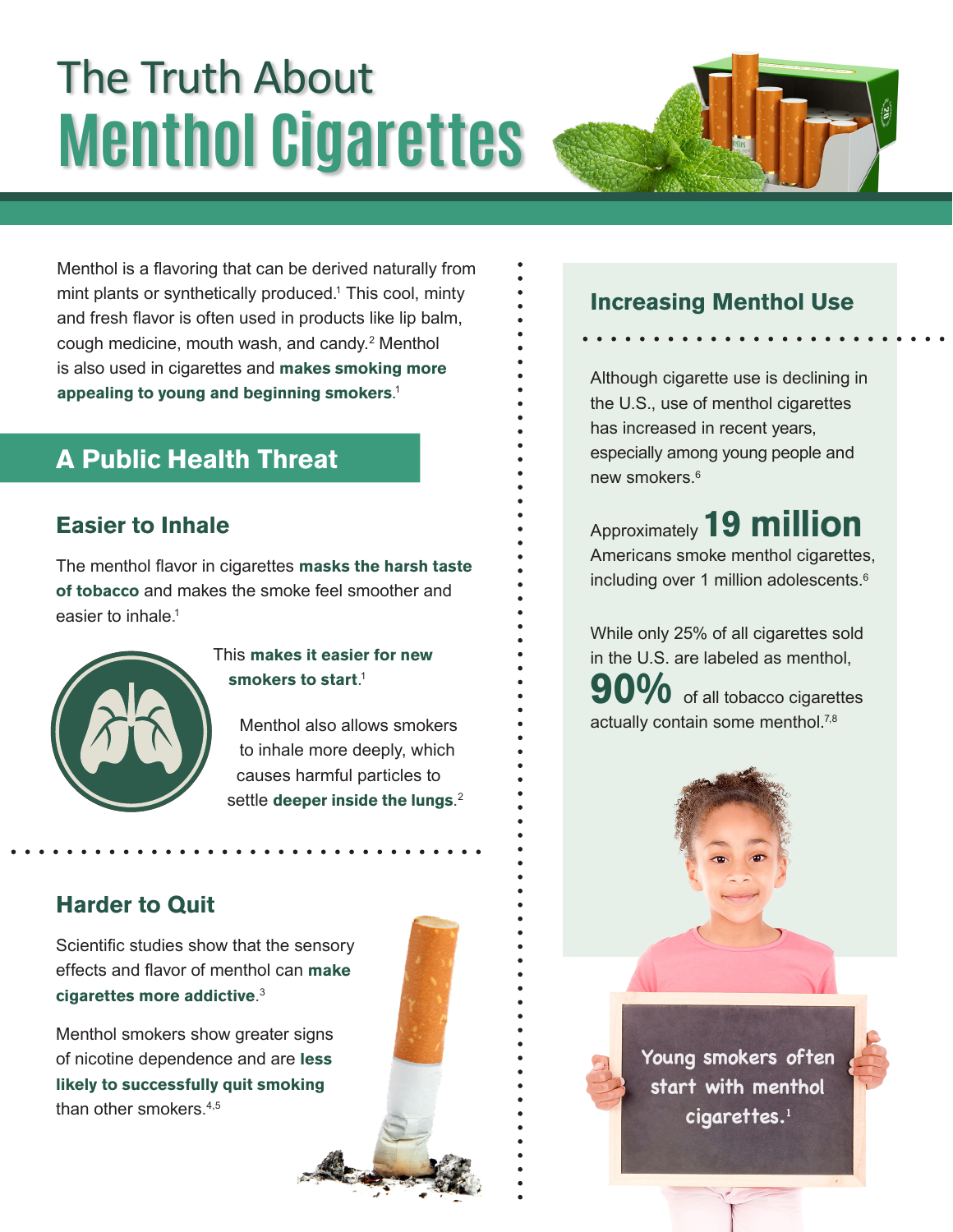# The Truth About Menthol Cigarettes

Menthol is a flavoring that can be derived naturally from mint plants or synthetically produced.[1] This cool, minty and fresh flavor is often used in products like lip balm, cough medicine, mouth wash, and candy.[2] Menthol is also used in cigarettes and **makes smoking more appealing to young and beginning smokers**.[1]

## A Public Health Threat

### Easier to Inhale

The menthol flavor in cigarettes **masks the harsh taste of tobacco** and makes the smoke feel smoother and easier to inhale.[1]

This **makes it easier for new smokers to start**.[1]

Menthol also allows smokers to inhale more deeply, which causes harmful particles to settle **deeper inside the lungs**.[2]

### Harder to Quit

Scientific studies show that the sensory effects and flavor of menthol can **make cigarettes more addictive**.[3]

Menthol smokers show greater signs of nicotine dependence and are **less likely to successfully quit smoking** than other smokers.[4,5]

## Increasing Menthol Use

Although cigarette use is declining in the U.S., use of menthol cigarettes has increased in recent years, especially among young people and new smokers.[6]

Approximately **19 million** Americans smoke menthol cigarettes, including over 1 million adolescents.[6]

While only 25% of all cigarettes sold in the U.S. are labeled as menthol, **90%** of all tobacco cigarettes actually contain some menthol.[7,8]

Young smokers often start with menthol cigarettes.[1]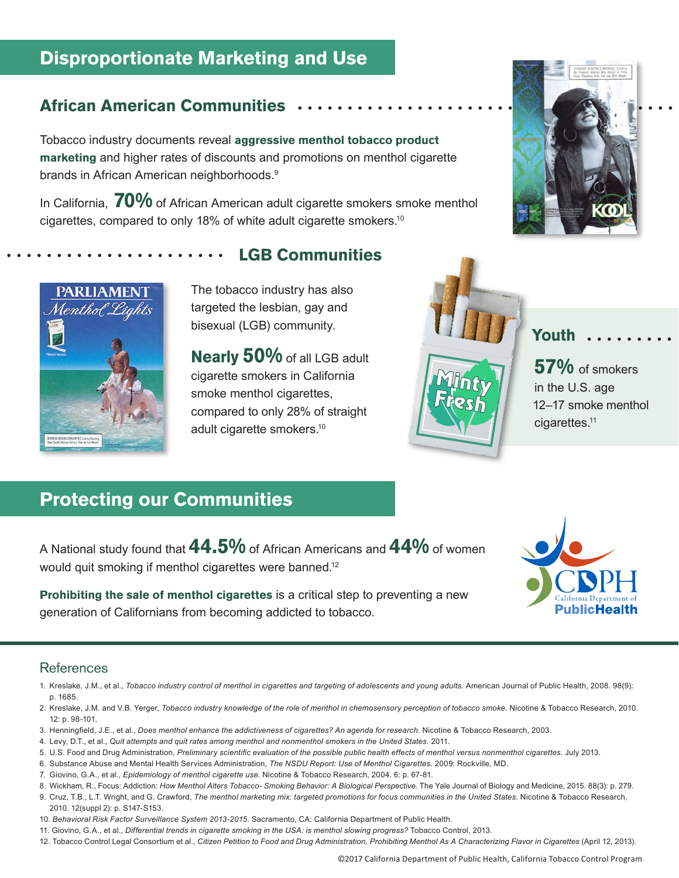## Disproportionate Marketing and Use

### African American Communities

Tobacco industry documents reveal **aggressive menthol tobacco product marketing** and higher rates of discounts and promotions on menthol cigarette brands in African American neighborhoods.[9]

In California, **70%** of African American adult cigarette smokers smoke menthol cigarettes, compared to only 18% of white adult cigarette smokers.[10]

### LGB Communities

The tobacco industry has also targeted the lesbian, gay and bisexual (LGB) community.

**Nearly 50%** of all LGB adult cigarette smokers in California smoke menthol cigarettes, compared to only 28% of straight adult cigarette smokers.[10]

### Youth

**57%** of smokers in the U.S. age 12–17 smoke menthol cigarettes.[11]

## Protecting our Communities

A National study found that **44.5%** of African Americans and **44%** of women would quit smoking if menthol cigarettes were banned.[12]

**Prohibiting the sale of menthol cigarettes** is a critical step to preventing a new generation of Californians from becoming addicted to tobacco.

CDPH California Department of PublicHealth

### References

1. Kreslake, J.M., et al., *Tobacco industry control of menthol in cigarettes and targeting of adolescents and young adults.* American Journal of Public Health, 2008. 98(9): p. 1685.
2. Kreslake, J.M. and V.B. Yerger, *Tobacco industry knowledge of the role of menthol in chemosensory perception of tobacco smoke.* Nicotine & Tobacco Research, 2010. 12: p. 98-101.
3. Henningfield, J.E., et al., *Does menthol enhance the addictiveness of cigarettes? An agenda for research.* Nicotine & Tobacco Research, 2003.
4. Levy, D.T., et al., *Quit attempts and quit rates among menthol and nonmenthol smokers in the United States.* 2011.
5. U.S. Food and Drug Administration, *Preliminary scientific evaluation of the possible public health effects of menthol versus nonmenthol cigarettes.* July 2013.
6. Substance Abuse and Mental Health Services Administration, *The NSDU Report: Use of Menthol Cigarettes.* 2009: Rockville, MD.
7. Giovino, G.A., et al., *Epidemiology of menthol cigarette use.* Nicotine & Tobacco Research, 2004. 6: p. 67-81.
8. Wickham, R., Focus: Addiction: *How Menthol Alters Tobacco- Smoking Behavior: A Biological Perspective.* The Yale Journal of Biology and Medicine, 2015. 88(3): p. 279.
9. Cruz, T.B., L.T. Wright, and G. Crawford, *The menthol marketing mix: targeted promotions for focus communities in the United States.* Nicotine & Tobacco Research, 2010. 12(suppl 2): p. S147-S153.
10. *Behavioral Risk Factor Surveillance System 2013-2015.* Sacramento, CA: California Department of Public Health.
11. Giovino, G.A., et al., *Differential trends in cigarette smoking in the USA: is menthol slowing progress?* Tobacco Control, 2013.
12. Tobacco Control Legal Consortium et al., *Citizen Petition to Food and Drug Administration, Prohibiting Menthol As A Characterizing Flavor in Cigarettes* (April 12, 2013).

©2017 California Department of Public Health, California Tobacco Control Program